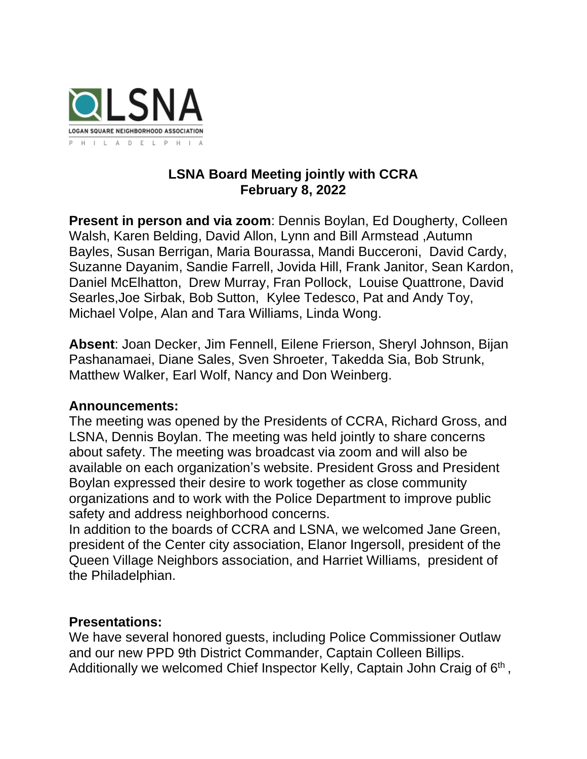LSNA

LOGAN SQUARE NEIGHBORHOOD ASSOCIATION

PHILADELPHIA

## LSNA Board Meeting jointly with CCRA
## February 8, 2022

**Present in person and via zoom**: Dennis Boylan, Ed Dougherty, Colleen Walsh, Karen Belding, David Allon, Lynn and Bill Armstead ,Autumn Bayles, Susan Berrigan, Maria Bourassa, Mandi Bucceroni, David Cardy, Suzanne Dayanim, Sandie Farrell, Jovida Hill, Frank Janitor, Sean Kardon, Daniel McElhatton, Drew Murray, Fran Pollock, Louise Quattrone, David Searles,Joe Sirbak, Bob Sutton, Kylee Tedesco, Pat and Andy Toy, Michael Volpe, Alan and Tara Williams, Linda Wong.

**Absent**: Joan Decker, Jim Fennell, Eilene Frierson, Sheryl Johnson, Bijan Pashanamaei, Diane Sales, Sven Shroeter, Takedda Sia, Bob Strunk, Matthew Walker, Earl Wolf, Nancy and Don Weinberg.

**Announcements:**

The meeting was opened by the Presidents of CCRA, Richard Gross, and LSNA, Dennis Boylan. The meeting was held jointly to share concerns about safety. The meeting was broadcast via zoom and will also be available on each organization's website. President Gross and President Boylan expressed their desire to work together as close community organizations and to work with the Police Department to improve public safety and address neighborhood concerns.

In addition to the boards of CCRA and LSNA, we welcomed Jane Green, president of the Center city association, Elanor Ingersoll, president of the Queen Village Neighbors association, and Harriet Williams, president of the Philadelphian.

**Presentations:**

We have several honored guests, including Police Commissioner Outlaw and our new PPD 9th District Commander, Captain Colleen Billips. Additionally we welcomed Chief Inspector Kelly, Captain John Craig of 6th ,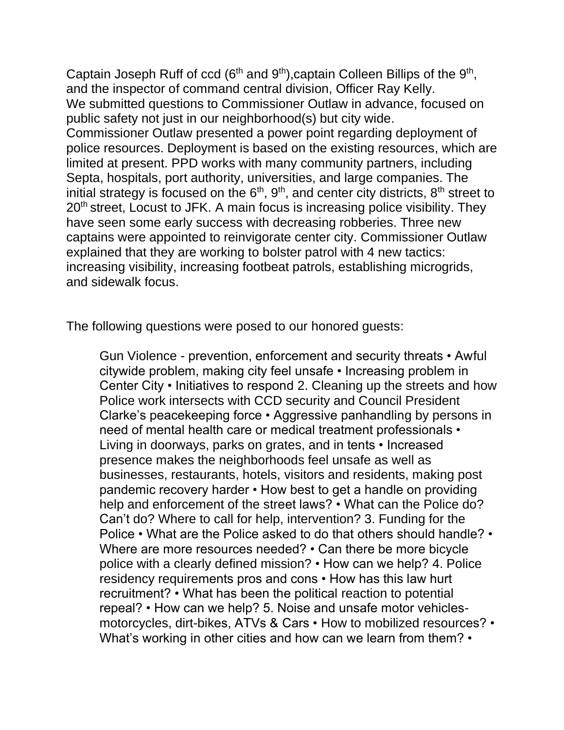Captain Joseph Ruff of ccd (6th and 9th),captain Colleen Billips of the 9th, and the inspector of command central division, Officer Ray Kelly.
We submitted questions to Commissioner Outlaw in advance, focused on public safety not just in our neighborhood(s) but city wide.
Commissioner Outlaw presented a power point regarding deployment of police resources. Deployment is based on the existing resources, which are limited at present. PPD works with many community partners, including Septa, hospitals, port authority, universities, and large companies. The initial strategy is focused on the 6th, 9th, and center city districts, 8th street to 20th street, Locust to JFK. A main focus is increasing police visibility. They have seen some early success with decreasing robberies. Three new captains were appointed to reinvigorate center city. Commissioner Outlaw explained that they are working to bolster patrol with 4 new tactics: increasing visibility, increasing footbeat patrols, establishing microgrids, and sidewalk focus.

The following questions were posed to our honored guests:

> Gun Violence - prevention, enforcement and security threats • Awful citywide problem, making city feel unsafe • Increasing problem in Center City • Initiatives to respond 2. Cleaning up the streets and how Police work intersects with CCD security and Council President Clarke's peacekeeping force • Aggressive panhandling by persons in need of mental health care or medical treatment professionals • Living in doorways, parks on grates, and in tents • Increased presence makes the neighborhoods feel unsafe as well as businesses, restaurants, hotels, visitors and residents, making post pandemic recovery harder • How best to get a handle on providing help and enforcement of the street laws? • What can the Police do? Can't do? Where to call for help, intervention? 3. Funding for the Police • What are the Police asked to do that others should handle? • Where are more resources needed? • Can there be more bicycle police with a clearly defined mission? • How can we help? 4. Police residency requirements pros and cons • How has this law hurt recruitment? • What has been the political reaction to potential repeal? • How can we help? 5. Noise and unsafe motor vehicles- motorcycles, dirt-bikes, ATVs & Cars • How to mobilized resources? • What's working in other cities and how can we learn from them? •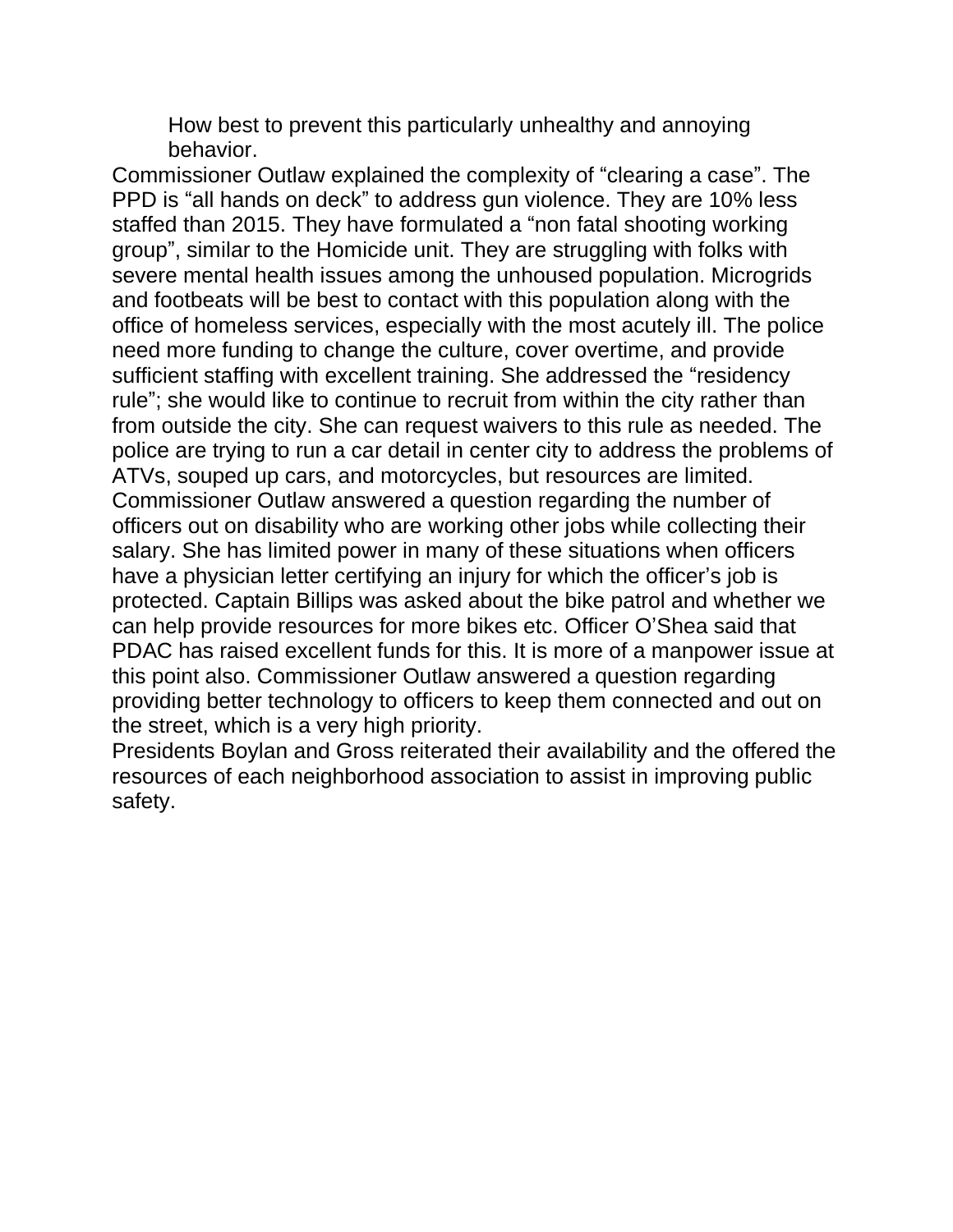How best to prevent this particularly unhealthy and annoying behavior.

Commissioner Outlaw explained the complexity of "clearing a case". The PPD is "all hands on deck" to address gun violence. They are 10% less staffed than 2015. They have formulated a "non fatal shooting working group", similar to the Homicide unit. They are struggling with folks with severe mental health issues among the unhoused population. Microgrids and footbeats will be best to contact with this population along with the office of homeless services, especially with the most acutely ill. The police need more funding to change the culture, cover overtime, and provide sufficient staffing with excellent training. She addressed the "residency rule"; she would like to continue to recruit from within the city rather than from outside the city. She can request waivers to this rule as needed. The police are trying to run a car detail in center city to address the problems of ATVs, souped up cars, and motorcycles, but resources are limited. Commissioner Outlaw answered a question regarding the number of officers out on disability who are working other jobs while collecting their salary. She has limited power in many of these situations when officers have a physician letter certifying an injury for which the officer's job is protected. Captain Billips was asked about the bike patrol and whether we can help provide resources for more bikes etc. Officer O'Shea said that PDAC has raised excellent funds for this. It is more of a manpower issue at this point also. Commissioner Outlaw answered a question regarding providing better technology to officers to keep them connected and out on the street, which is a very high priority.

Presidents Boylan and Gross reiterated their availability and the offered the resources of each neighborhood association to assist in improving public safety.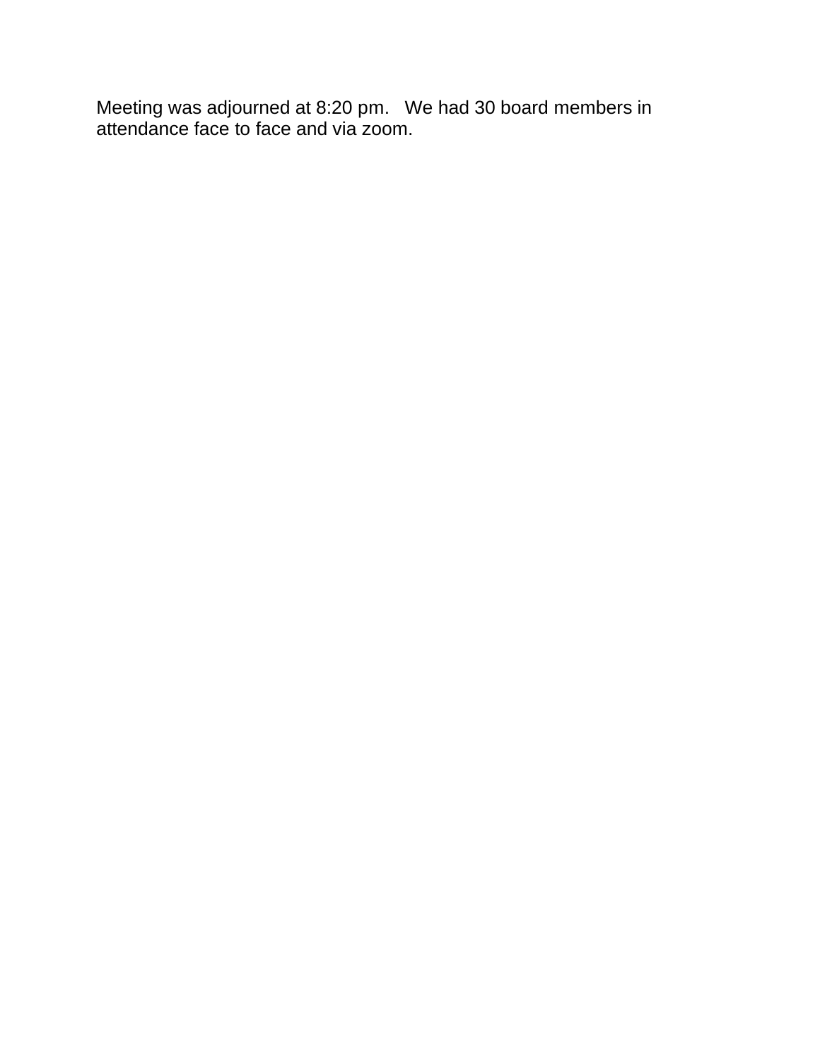Meeting was adjourned at 8:20 pm. We had 30 board members in attendance face to face and via zoom.